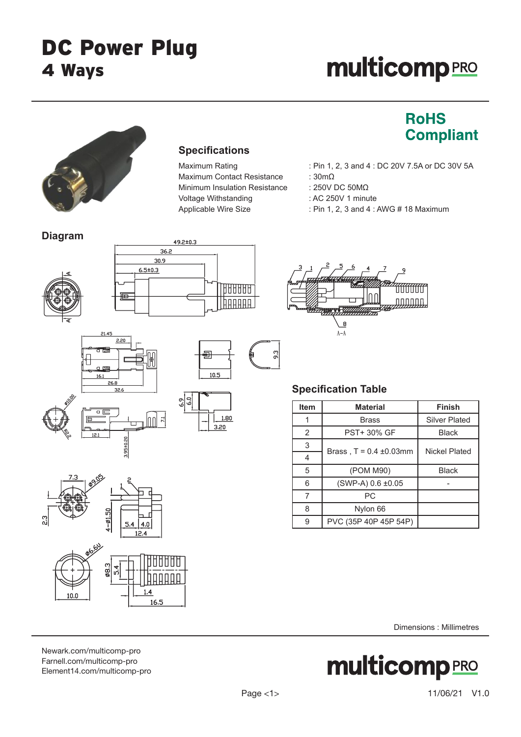# DC Power Plug
## 4 Ways

multicomp PRO

**RoHS Compliant**

## Specifications

| | |
|---|---|
| Maximum Rating | : Pin 1, 2, 3 and 4 : DC 20V 7.5A or DC 30V 5A |
| Maximum Contact Resistance | : 30mΩ |
| Minimum Insulation Resistance | : 250V DC 50MΩ |
| Voltage Withstanding | : AC 250V 1 minute |
| Applicable Wire Size | : Pin 1, 2, 3 and 4 : AWG # 18 Maximum |

## Diagram

## Specification Table

| Item | Material | Finish |
|---|---|---|
| 1 | Brass | Silver Plated |
| 2 | PST+ 30% GF | Black |
| 3 | Brass , T = 0.4 ±0.03mm | Nickel Plated |
| 4 | | |
| 5 | (POM M90) | Black |
| 6 | (SWP-A) 0.6 ±0.05 | - |
| 7 | PC | |
| 8 | Nylon 66 | |
| 9 | PVC (35P 40P 45P 54P) | |

Dimensions : Millimetres

Newark.com/multicomp-pro
Farnell.com/multicomp-pro
Element14.com/multicomp-pro

11/06/21 V1.0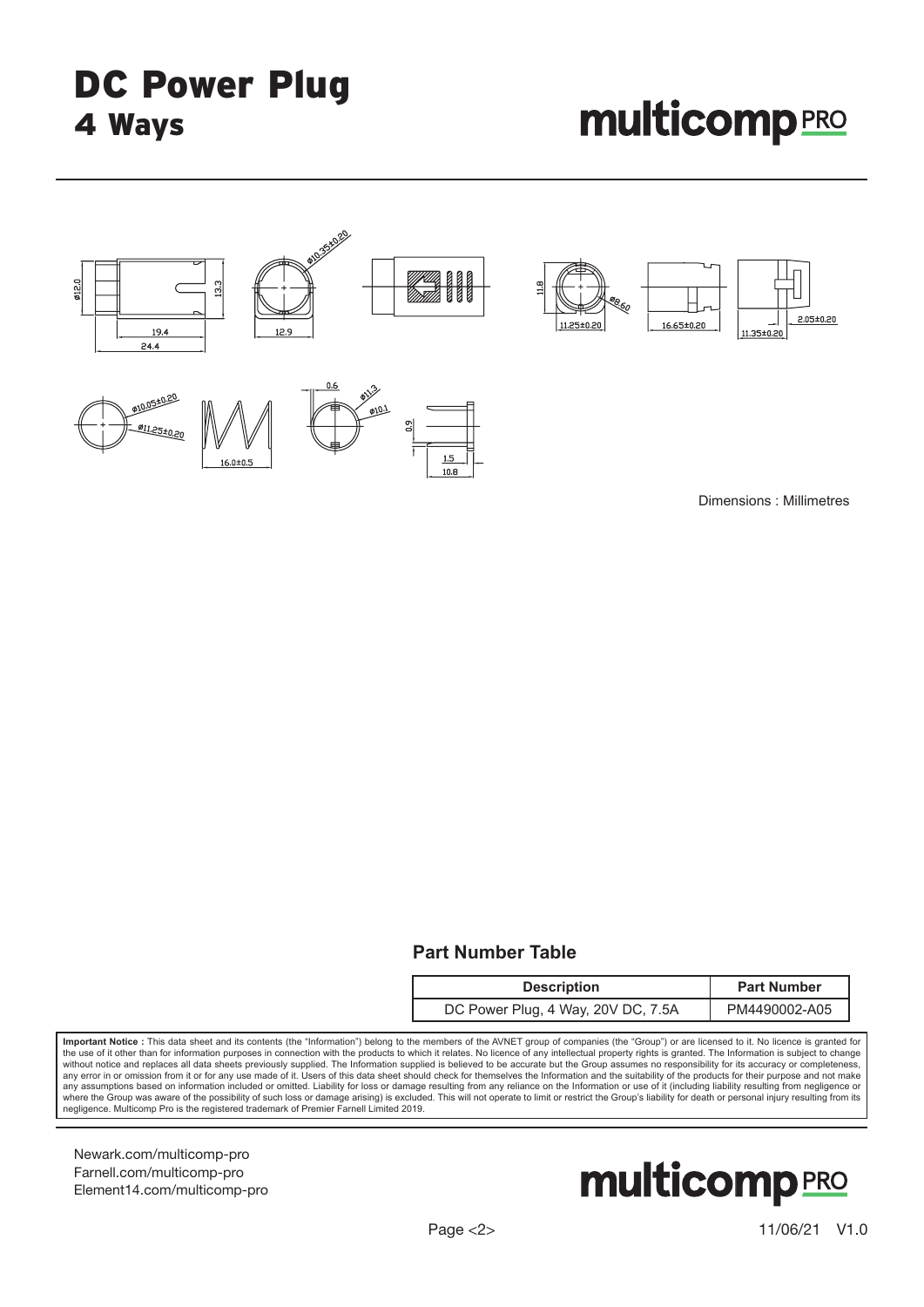# DC Power Plug

## 4 Ways

ø12.0

13.3

19.4

24.4

ø10.35±0.20

12.9

11.8

ø8.60

11.25±0.20

16.65±0.20

11.35±0.20

2.05±0.20

ø10.05±0.20

ø11.25±0.20

16.0±0.5

0.6

ø11.3

ø10.1

0.9

1.5

10.8

Dimensions : Millimetres

### Part Number Table

| Description | Part Number |
| --- | --- |
| DC Power Plug, 4 Way, 20V DC, 7.5A | PM4490002-A05 |

**Important Notice :** This data sheet and its contents (the "Information") belong to the members of the AVNET group of companies (the "Group") or are licensed to it. No licence is granted for the use of it other than for information purposes in connection with the products to which it relates. No licence of any intellectual property rights is granted. The Information is subject to change without notice and replaces all data sheets previously supplied. The Information supplied is believed to be accurate but the Group assumes no responsibility for its accuracy or completeness, any error in or omission from it or for any use made of it. Users of this data sheet should check for themselves the Information and the suitability of the products for their purpose and not make any assumptions based on information included or omitted. Liability for loss or damage resulting from any reliance on the Information or use of it (including liability resulting from negligence or where the Group was aware of the possibility of such loss or damage arising) is excluded. This will not operate to limit or restrict the Group's liability for death or personal injury resulting from its negligence. Multicomp Pro is the registered trademark of Premier Farnell Limited 2019.

Newark.com/multicomp-pro
Farnell.com/multicomp-pro
Element14.com/multicomp-pro

11/06/21 V1.0